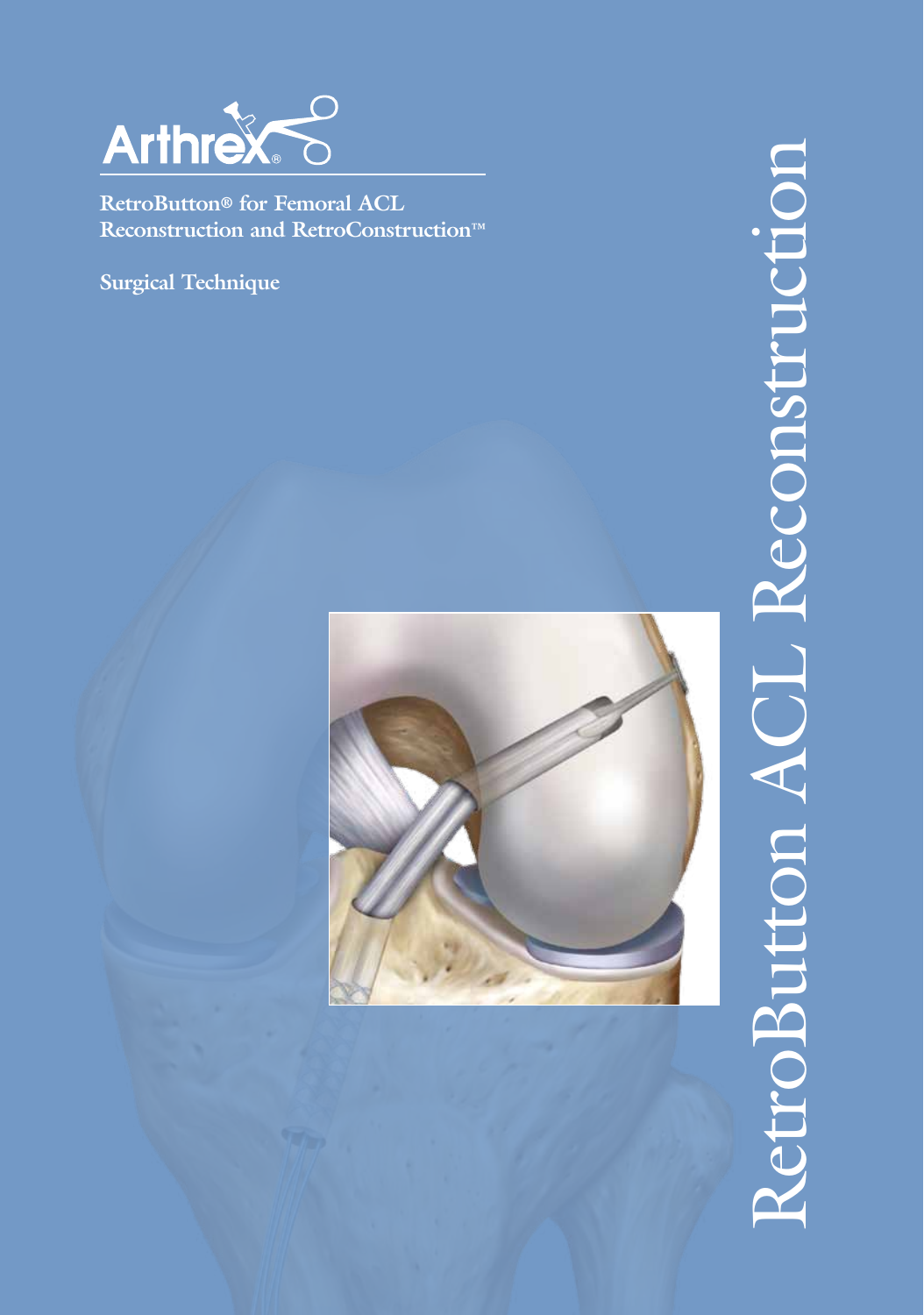Arthrex®

**RetroButton® for Femoral ACL Reconstruction and RetroConstruction™**

**Surgical Technique**

# RetroButton ACL Reconstruction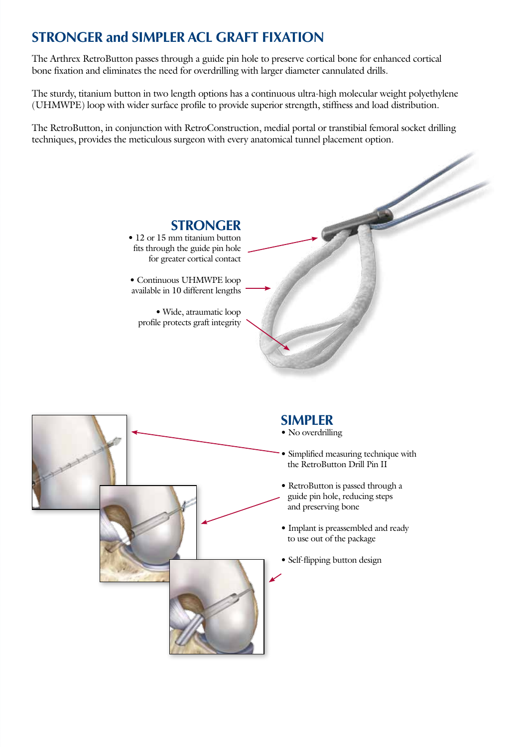## STRONGER and SIMPLER ACL GRAFT FIXATION

The Arthrex RetroButton passes through a guide pin hole to preserve cortical bone for enhanced cortical bone fixation and eliminates the need for overdrilling with larger diameter cannulated drills.

The sturdy, titanium button in two length options has a continuous ultra-high molecular weight polyethylene (UHMWPE) loop with wider surface profile to provide superior strength, stiffness and load distribution.

The RetroButton, in conjunction with RetroConstruction, medial portal or transtibial femoral socket drilling techniques, provides the meticulous surgeon with every anatomical tunnel placement option.

### STRONGER

- 12 or 15 mm titanium button fits through the guide pin hole for greater cortical contact
- Continuous UHMWPE loop available in 10 different lengths
- Wide, atraumatic loop profile protects graft integrity

### SIMPLER

- No overdrilling
- Simplified measuring technique with the RetroButton Drill Pin II
- RetroButton is passed through a guide pin hole, reducing steps and preserving bone
- Implant is preassembled and ready to use out of the package
- Self-flipping button design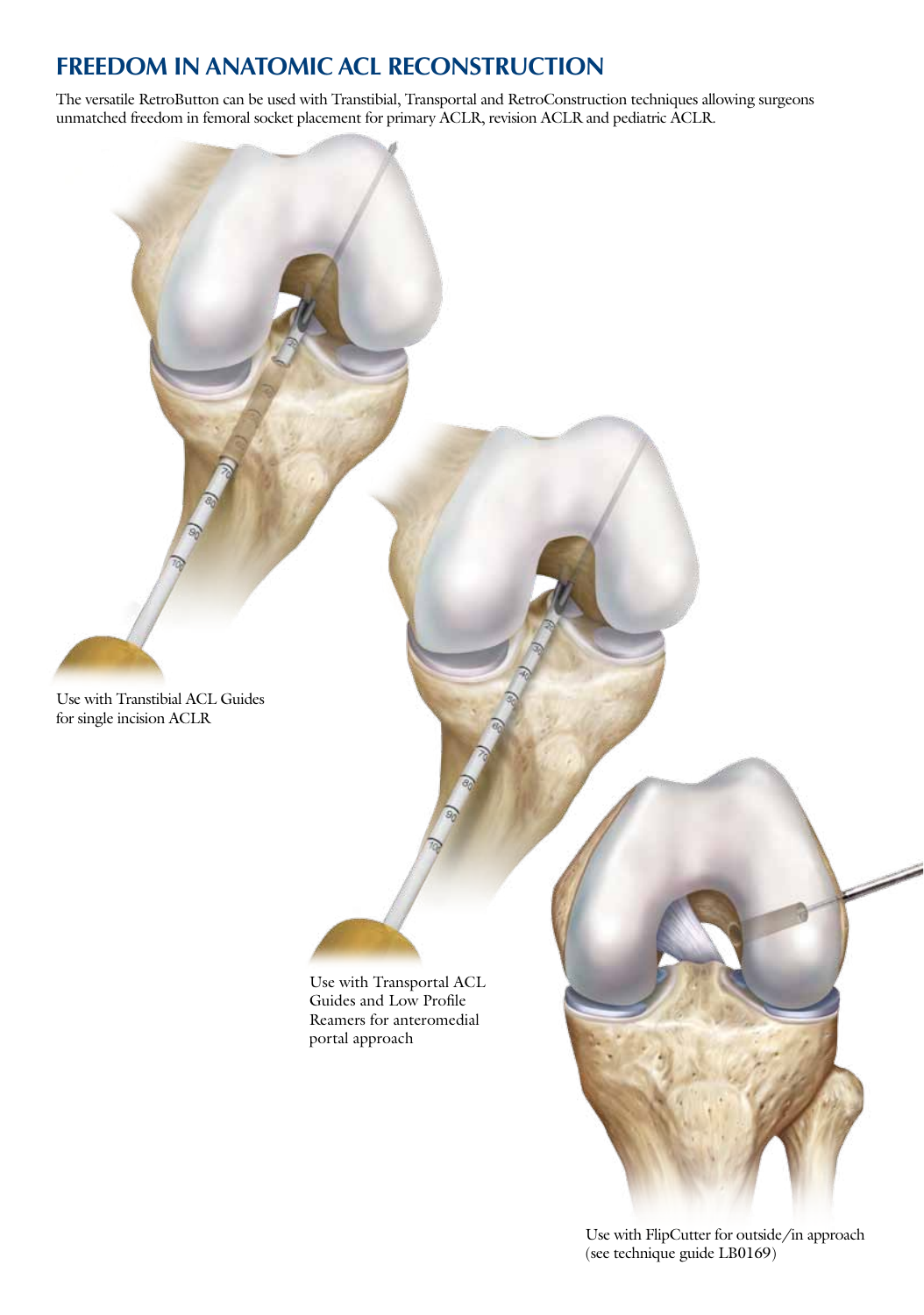# FREEDOM IN ANATOMIC ACL RECONSTRUCTION

The versatile RetroButton can be used with Transtibial, Transportal and RetroConstruction techniques allowing surgeons unmatched freedom in femoral socket placement for primary ACLR, revision ACLR and pediatric ACLR.

Use with Transtibial ACL Guides for single incision ACLR

Use with Transportal ACL Guides and Low Profile Reamers for anteromedial portal approach

Use with FlipCutter for outside/in approach (see technique guide LB0169)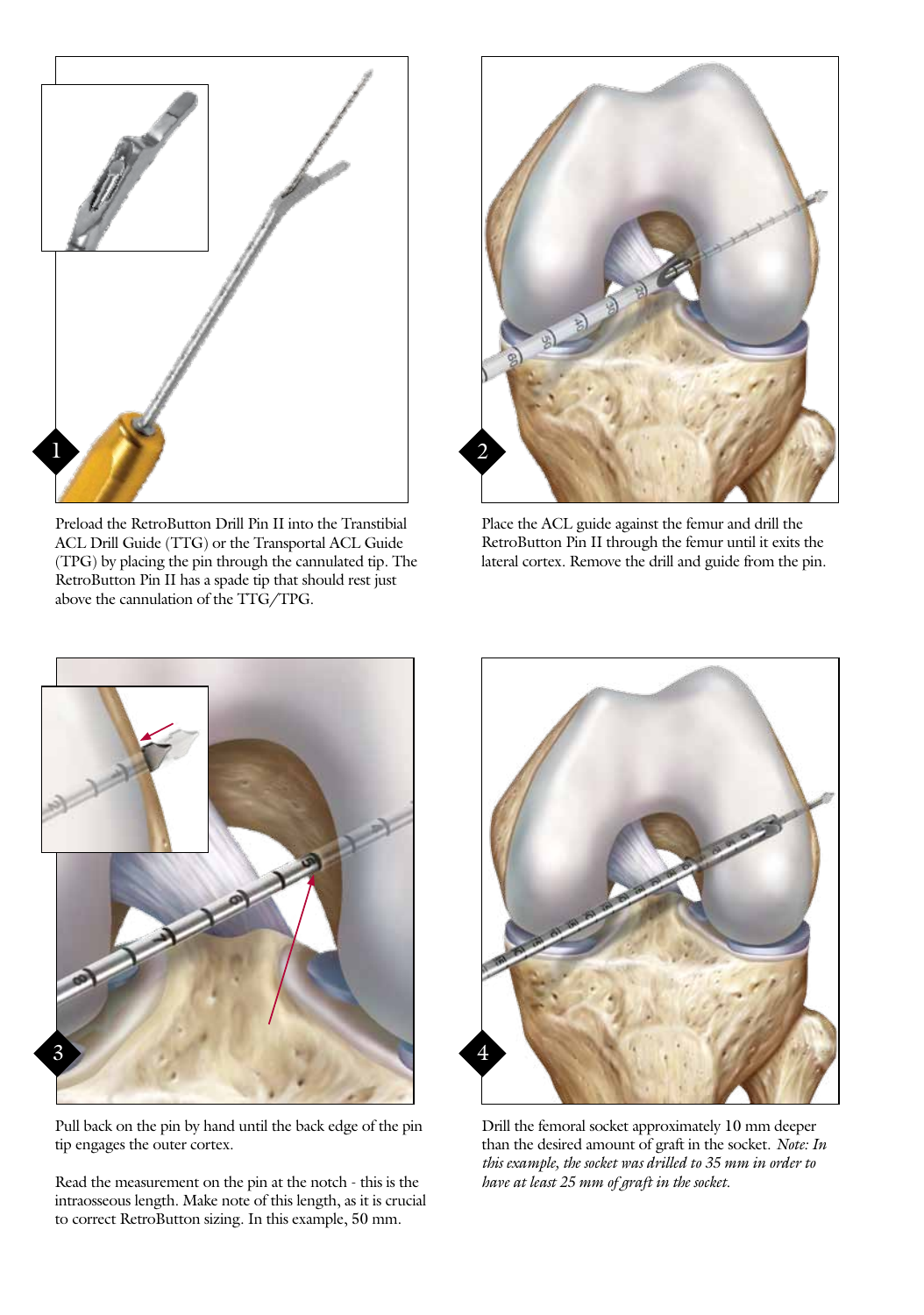1

Preload the RetroButton Drill Pin II into the Transtibial ACL Drill Guide (TTG) or the Transportal ACL Guide (TPG) by placing the pin through the cannulated tip. The RetroButton Pin II has a spade tip that should rest just above the cannulation of the TTG/TPG.

2

Place the ACL guide against the femur and drill the RetroButton Pin II through the femur until it exits the lateral cortex. Remove the drill and guide from the pin.

3

Pull back on the pin by hand until the back edge of the pin tip engages the outer cortex.

Read the measurement on the pin at the notch - this is the intraosseous length. Make note of this length, as it is crucial to correct RetroButton sizing. In this example, 50 mm.

4

Drill the femoral socket approximately 10 mm deeper than the desired amount of graft in the socket. *Note: In this example, the socket was drilled to 35 mm in order to have at least 25 mm of graft in the socket.*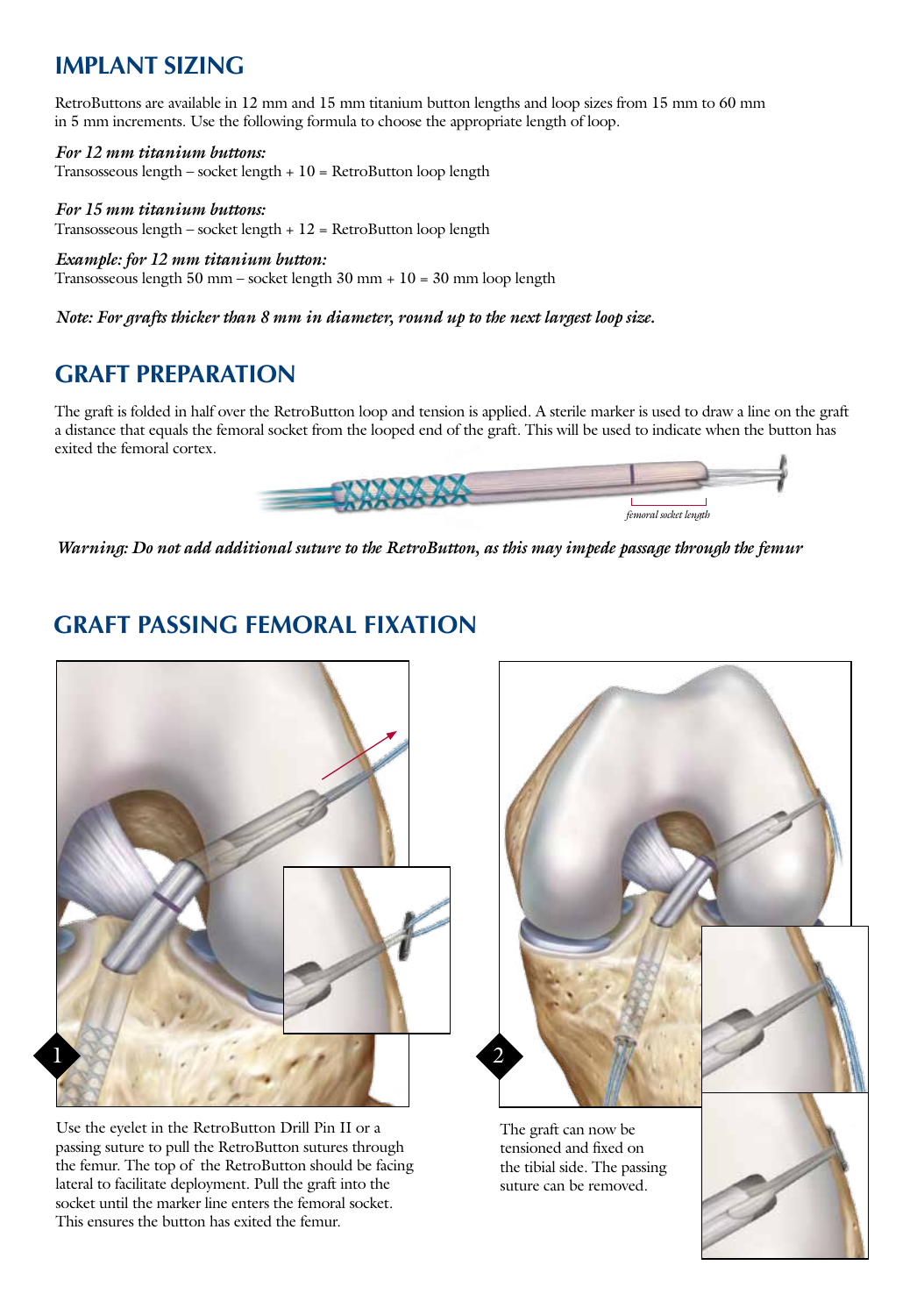## IMPLANT SIZING

RetroButtons are available in 12 mm and 15 mm titanium button lengths and loop sizes from 15 mm to 60 mm in 5 mm increments. Use the following formula to choose the appropriate length of loop.

*For 12 mm titanium buttons:*
Transosseous length – socket length + 10 = RetroButton loop length

*For 15 mm titanium buttons:*
Transosseous length – socket length + 12 = RetroButton loop length

*Example: for 12 mm titanium button:*
Transosseous length 50 mm – socket length 30 mm + 10 = 30 mm loop length

***Note: For grafts thicker than 8 mm in diameter, round up to the next largest loop size.***

## GRAFT PREPARATION

The graft is folded in half over the RetroButton loop and tension is applied. A sterile marker is used to draw a line on the graft a distance that equals the femoral socket from the looped end of the graft. This will be used to indicate when the button has exited the femoral cortex.

*femoral socket length*

***Warning: Do not add additional suture to the RetroButton, as this may impede passage through the femur***

## GRAFT PASSING FEMORAL FIXATION

1

Use the eyelet in the RetroButton Drill Pin II or a passing suture to pull the RetroButton sutures through the femur. The top of the RetroButton should be facing lateral to facilitate deployment. Pull the graft into the socket until the marker line enters the femoral socket. This ensures the button has exited the femur.

2

The graft can now be tensioned and fixed on the tibial side. The passing suture can be removed.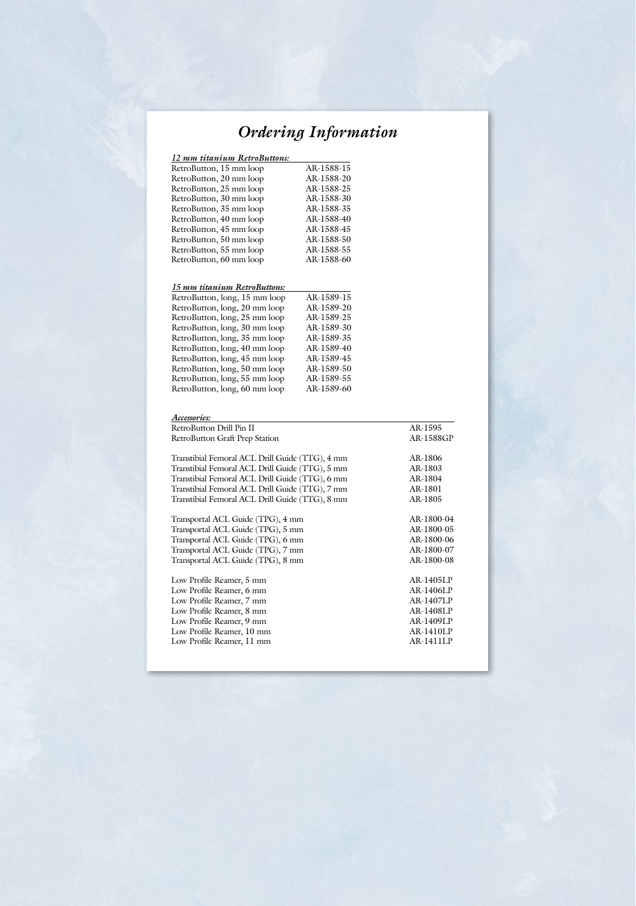# *Ordering Information*

| *12 mm titanium RetroButtons:* | |
|---|---|
| RetroButton, 15 mm loop | AR-1588-15 |
| RetroButton, 20 mm loop | AR-1588-20 |
| RetroButton, 25 mm loop | AR-1588-25 |
| RetroButton, 30 mm loop | AR-1588-30 |
| RetroButton, 35 mm loop | AR-1588-35 |
| RetroButton, 40 mm loop | AR-1588-40 |
| RetroButton, 45 mm loop | AR-1588-45 |
| RetroButton, 50 mm loop | AR-1588-50 |
| RetroButton, 55 mm loop | AR-1588-55 |
| RetroButton, 60 mm loop | AR-1588-60 |

| *15 mm titanium RetroButtons:* | |
|---|---|
| RetroButton, long, 15 mm loop | AR-1589-15 |
| RetroButton, long, 20 mm loop | AR-1589-20 |
| RetroButton, long, 25 mm loop | AR-1589-25 |
| RetroButton, long, 30 mm loop | AR-1589-30 |
| RetroButton, long, 35 mm loop | AR-1589-35 |
| RetroButton, long, 40 mm loop | AR-1589-40 |
| RetroButton, long, 45 mm loop | AR-1589-45 |
| RetroButton, long, 50 mm loop | AR-1589-50 |
| RetroButton, long, 55 mm loop | AR-1589-55 |
| RetroButton, long, 60 mm loop | AR-1589-60 |

| *Accessories:* | |
|---|---|
| RetroButton Drill Pin II | AR-1595 |
| RetroButton Graft Prep Station | AR-1588GP |
| Transtibial Femoral ACL Drill Guide (TTG), 4 mm | AR-1806 |
| Transtibial Femoral ACL Drill Guide (TTG), 5 mm | AR-1803 |
| Transtibial Femoral ACL Drill Guide (TTG), 6 mm | AR-1804 |
| Transtibial Femoral ACL Drill Guide (TTG), 7 mm | AR-1801 |
| Transtibial Femoral ACL Drill Guide (TTG), 8 mm | AR-1805 |
| Transportal ACL Guide (TPG), 4 mm | AR-1800-04 |
| Transportal ACL Guide (TPG), 5 mm | AR-1800-05 |
| Transportal ACL Guide (TPG), 6 mm | AR-1800-06 |
| Transportal ACL Guide (TPG), 7 mm | AR-1800-07 |
| Transportal ACL Guide (TPG), 8 mm | AR-1800-08 |
| Low Profile Reamer, 5 mm | AR-1405LP |
| Low Profile Reamer, 6 mm | AR-1406LP |
| Low Profile Reamer, 7 mm | AR-1407LP |
| Low Profile Reamer, 8 mm | AR-1408LP |
| Low Profile Reamer, 9 mm | AR-1409LP |
| Low Profile Reamer, 10 mm | AR-1410LP |
| Low Profile Reamer, 11 mm | AR-1411LP |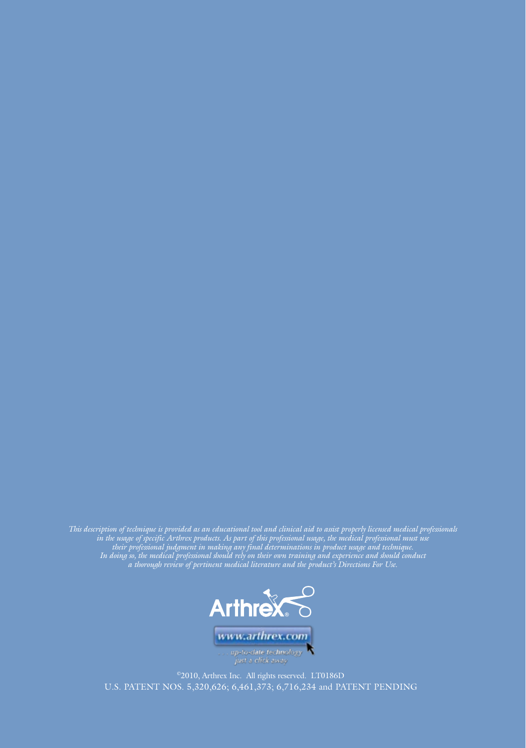*This description of technique is provided as an educational tool and clinical aid to assist properly licensed medical professionals in the usage of specific Arthrex products. As part of this professional usage, the medical professional must use their professional judgment in making any final determinations in product usage and technique. In doing so, the medical professional should rely on their own training and experience and should conduct a thorough review of pertinent medical literature and the product's Directions For Use.*

Arthrex®

www.arthrex.com

. . . up-to-date technology just a click away

©2010, Arthrex Inc. All rights reserved. LT0186D

U.S. PATENT NOS. 5,320,626; 6,461,373; 6,716,234 and PATENT PENDING